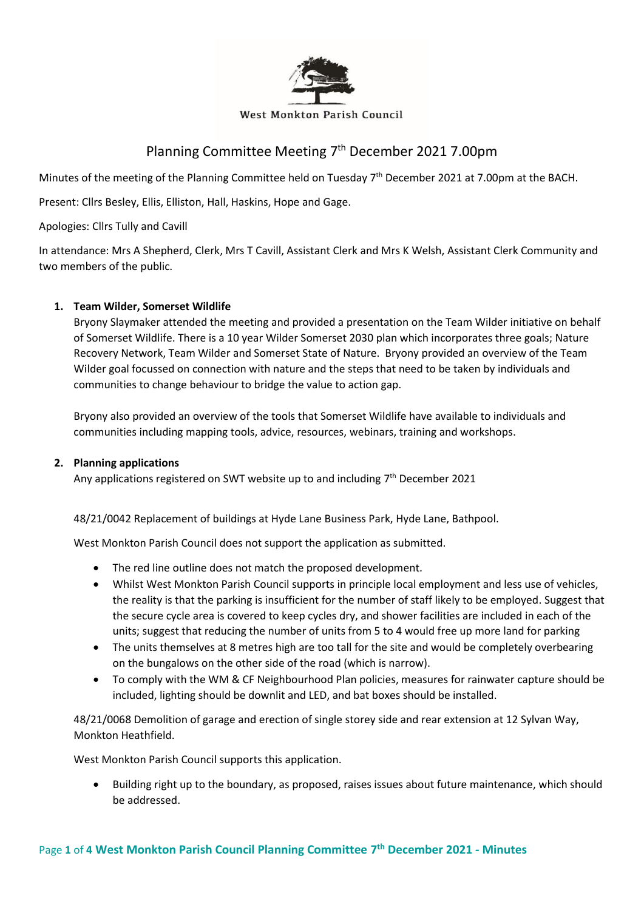West Monkton Parish Council

# Planning Committee Meeting 7th December 2021 7.00pm

Minutes of the meeting of the Planning Committee held on Tuesday 7th December 2021 at 7.00pm at the BACH.

Present: Cllrs Besley, Ellis, Elliston, Hall, Haskins, Hope and Gage.

Apologies: Cllrs Tully and Cavill

In attendance: Mrs A Shepherd, Clerk, Mrs T Cavill, Assistant Clerk and Mrs K Welsh, Assistant Clerk Community and two members of the public.

1. **Team Wilder, Somerset Wildlife**

   Bryony Slaymaker attended the meeting and provided a presentation on the Team Wilder initiative on behalf of Somerset Wildlife. There is a 10 year Wilder Somerset 2030 plan which incorporates three goals; Nature Recovery Network, Team Wilder and Somerset State of Nature. Bryony provided an overview of the Team Wilder goal focussed on connection with nature and the steps that need to be taken by individuals and communities to change behaviour to bridge the value to action gap.

   Bryony also provided an overview of the tools that Somerset Wildlife have available to individuals and communities including mapping tools, advice, resources, webinars, training and workshops.

2. **Planning applications**

   Any applications registered on SWT website up to and including 7th December 2021

   48/21/0042 Replacement of buildings at Hyde Lane Business Park, Hyde Lane, Bathpool.

   West Monkton Parish Council does not support the application as submitted.

   - The red line outline does not match the proposed development.
   - Whilst West Monkton Parish Council supports in principle local employment and less use of vehicles, the reality is that the parking is insufficient for the number of staff likely to be employed. Suggest that the secure cycle area is covered to keep cycles dry, and shower facilities are included in each of the units; suggest that reducing the number of units from 5 to 4 would free up more land for parking
   - The units themselves at 8 metres high are too tall for the site and would be completely overbearing on the bungalows on the other side of the road (which is narrow).
   - To comply with the WM & CF Neighbourhood Plan policies, measures for rainwater capture should be included, lighting should be downlit and LED, and bat boxes should be installed.

   48/21/0068 Demolition of garage and erection of single storey side and rear extension at 12 Sylvan Way, Monkton Heathfield.

   West Monkton Parish Council supports this application.

   - Building right up to the boundary, as proposed, raises issues about future maintenance, which should be addressed.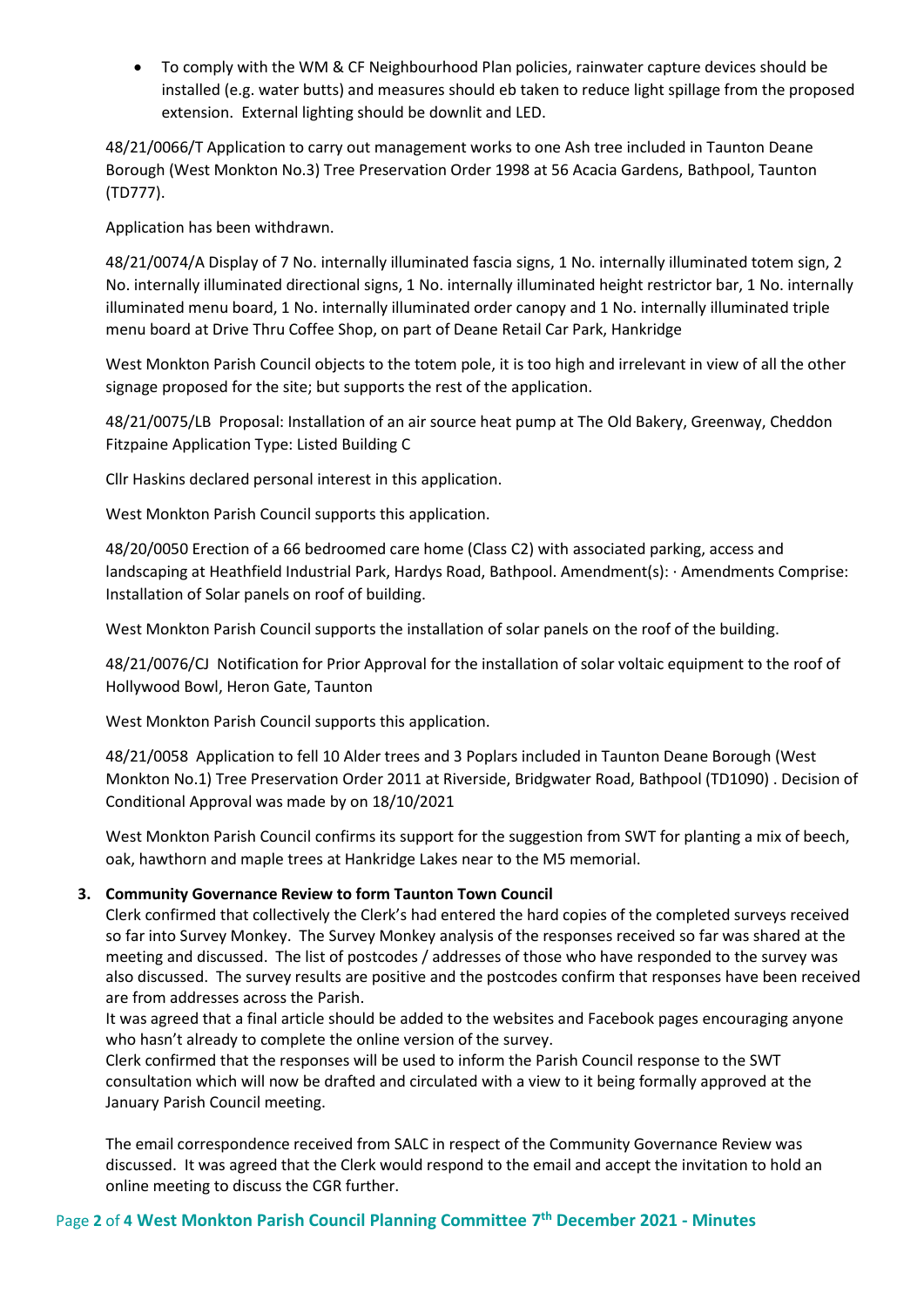- To comply with the WM & CF Neighbourhood Plan policies, rainwater capture devices should be installed (e.g. water butts) and measures should eb taken to reduce light spillage from the proposed extension. External lighting should be downlit and LED.

48/21/0066/T Application to carry out management works to one Ash tree included in Taunton Deane Borough (West Monkton No.3) Tree Preservation Order 1998 at 56 Acacia Gardens, Bathpool, Taunton (TD777).

Application has been withdrawn.

48/21/0074/A Display of 7 No. internally illuminated fascia signs, 1 No. internally illuminated totem sign, 2 No. internally illuminated directional signs, 1 No. internally illuminated height restrictor bar, 1 No. internally illuminated menu board, 1 No. internally illuminated order canopy and 1 No. internally illuminated triple menu board at Drive Thru Coffee Shop, on part of Deane Retail Car Park, Hankridge

West Monkton Parish Council objects to the totem pole, it is too high and irrelevant in view of all the other signage proposed for the site; but supports the rest of the application.

48/21/0075/LB Proposal: Installation of an air source heat pump at The Old Bakery, Greenway, Cheddon Fitzpaine Application Type: Listed Building C

Cllr Haskins declared personal interest in this application.

West Monkton Parish Council supports this application.

48/20/0050 Erection of a 66 bedroomed care home (Class C2) with associated parking, access and landscaping at Heathfield Industrial Park, Hardys Road, Bathpool. Amendment(s): · Amendments Comprise: Installation of Solar panels on roof of building.

West Monkton Parish Council supports the installation of solar panels on the roof of the building.

48/21/0076/CJ Notification for Prior Approval for the installation of solar voltaic equipment to the roof of Hollywood Bowl, Heron Gate, Taunton

West Monkton Parish Council supports this application.

48/21/0058 Application to fell 10 Alder trees and 3 Poplars included in Taunton Deane Borough (West Monkton No.1) Tree Preservation Order 2011 at Riverside, Bridgwater Road, Bathpool (TD1090) . Decision of Conditional Approval was made by on 18/10/2021

West Monkton Parish Council confirms its support for the suggestion from SWT for planting a mix of beech, oak, hawthorn and maple trees at Hankridge Lakes near to the M5 memorial.

3. **Community Governance Review to form Taunton Town Council**

Clerk confirmed that collectively the Clerk's had entered the hard copies of the completed surveys received so far into Survey Monkey. The Survey Monkey analysis of the responses received so far was shared at the meeting and discussed. The list of postcodes / addresses of those who have responded to the survey was also discussed. The survey results are positive and the postcodes confirm that responses have been received are from addresses across the Parish.

It was agreed that a final article should be added to the websites and Facebook pages encouraging anyone who hasn't already to complete the online version of the survey.

Clerk confirmed that the responses will be used to inform the Parish Council response to the SWT consultation which will now be drafted and circulated with a view to it being formally approved at the January Parish Council meeting.

The email correspondence received from SALC in respect of the Community Governance Review was discussed. It was agreed that the Clerk would respond to the email and accept the invitation to hold an online meeting to discuss the CGR further.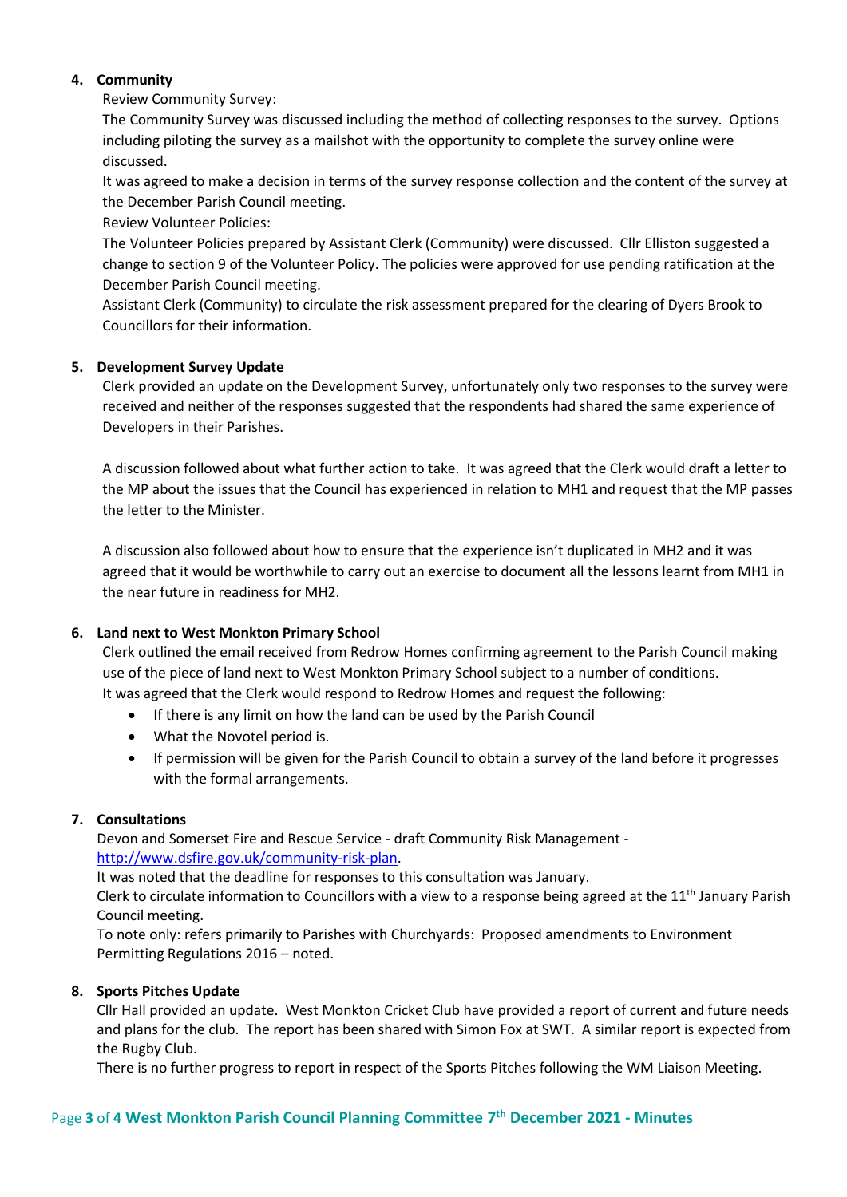## 4. Community

Review Community Survey:

The Community Survey was discussed including the method of collecting responses to the survey. Options including piloting the survey as a mailshot with the opportunity to complete the survey online were discussed.

It was agreed to make a decision in terms of the survey response collection and the content of the survey at the December Parish Council meeting.

Review Volunteer Policies:

The Volunteer Policies prepared by Assistant Clerk (Community) were discussed. Cllr Elliston suggested a change to section 9 of the Volunteer Policy. The policies were approved for use pending ratification at the December Parish Council meeting.

Assistant Clerk (Community) to circulate the risk assessment prepared for the clearing of Dyers Brook to Councillors for their information.

## 5. Development Survey Update

Clerk provided an update on the Development Survey, unfortunately only two responses to the survey were received and neither of the responses suggested that the respondents had shared the same experience of Developers in their Parishes.

A discussion followed about what further action to take. It was agreed that the Clerk would draft a letter to the MP about the issues that the Council has experienced in relation to MH1 and request that the MP passes the letter to the Minister.

A discussion also followed about how to ensure that the experience isn't duplicated in MH2 and it was agreed that it would be worthwhile to carry out an exercise to document all the lessons learnt from MH1 in the near future in readiness for MH2.

## 6. Land next to West Monkton Primary School

Clerk outlined the email received from Redrow Homes confirming agreement to the Parish Council making use of the piece of land next to West Monkton Primary School subject to a number of conditions.

It was agreed that the Clerk would respond to Redrow Homes and request the following:

- If there is any limit on how the land can be used by the Parish Council
- What the Novotel period is.
- If permission will be given for the Parish Council to obtain a survey of the land before it progresses with the formal arrangements.

## 7. Consultations

Devon and Somerset Fire and Rescue Service - draft Community Risk Management - http://www.dsfire.gov.uk/community-risk-plan.

It was noted that the deadline for responses to this consultation was January.

Clerk to circulate information to Councillors with a view to a response being agreed at the 11th January Parish Council meeting.

To note only: refers primarily to Parishes with Churchyards: Proposed amendments to Environment Permitting Regulations 2016 – noted.

## 8. Sports Pitches Update

Cllr Hall provided an update. West Monkton Cricket Club have provided a report of current and future needs and plans for the club. The report has been shared with Simon Fox at SWT. A similar report is expected from the Rugby Club.

There is no further progress to report in respect of the Sports Pitches following the WM Liaison Meeting.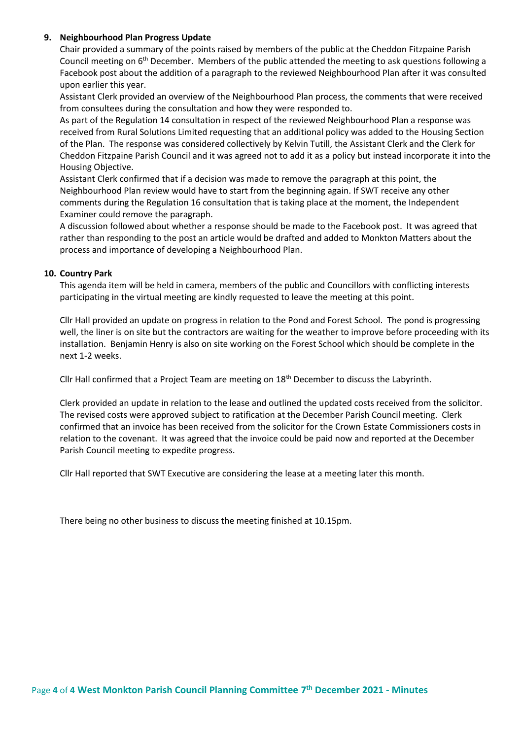**9. Neighbourhood Plan Progress Update**

Chair provided a summary of the points raised by members of the public at the Cheddon Fitzpaine Parish Council meeting on 6th December. Members of the public attended the meeting to ask questions following a Facebook post about the addition of a paragraph to the reviewed Neighbourhood Plan after it was consulted upon earlier this year.

Assistant Clerk provided an overview of the Neighbourhood Plan process, the comments that were received from consultees during the consultation and how they were responded to.

As part of the Regulation 14 consultation in respect of the reviewed Neighbourhood Plan a response was received from Rural Solutions Limited requesting that an additional policy was added to the Housing Section of the Plan. The response was considered collectively by Kelvin Tutill, the Assistant Clerk and the Clerk for Cheddon Fitzpaine Parish Council and it was agreed not to add it as a policy but instead incorporate it into the Housing Objective.

Assistant Clerk confirmed that if a decision was made to remove the paragraph at this point, the Neighbourhood Plan review would have to start from the beginning again. If SWT receive any other comments during the Regulation 16 consultation that is taking place at the moment, the Independent Examiner could remove the paragraph.

A discussion followed about whether a response should be made to the Facebook post. It was agreed that rather than responding to the post an article would be drafted and added to Monkton Matters about the process and importance of developing a Neighbourhood Plan.

**10. Country Park**

This agenda item will be held in camera, members of the public and Councillors with conflicting interests participating in the virtual meeting are kindly requested to leave the meeting at this point.

Cllr Hall provided an update on progress in relation to the Pond and Forest School. The pond is progressing well, the liner is on site but the contractors are waiting for the weather to improve before proceeding with its installation. Benjamin Henry is also on site working on the Forest School which should be complete in the next 1-2 weeks.

Cllr Hall confirmed that a Project Team are meeting on 18th December to discuss the Labyrinth.

Clerk provided an update in relation to the lease and outlined the updated costs received from the solicitor. The revised costs were approved subject to ratification at the December Parish Council meeting. Clerk confirmed that an invoice has been received from the solicitor for the Crown Estate Commissioners costs in relation to the covenant. It was agreed that the invoice could be paid now and reported at the December Parish Council meeting to expedite progress.

Cllr Hall reported that SWT Executive are considering the lease at a meeting later this month.

There being no other business to discuss the meeting finished at 10.15pm.